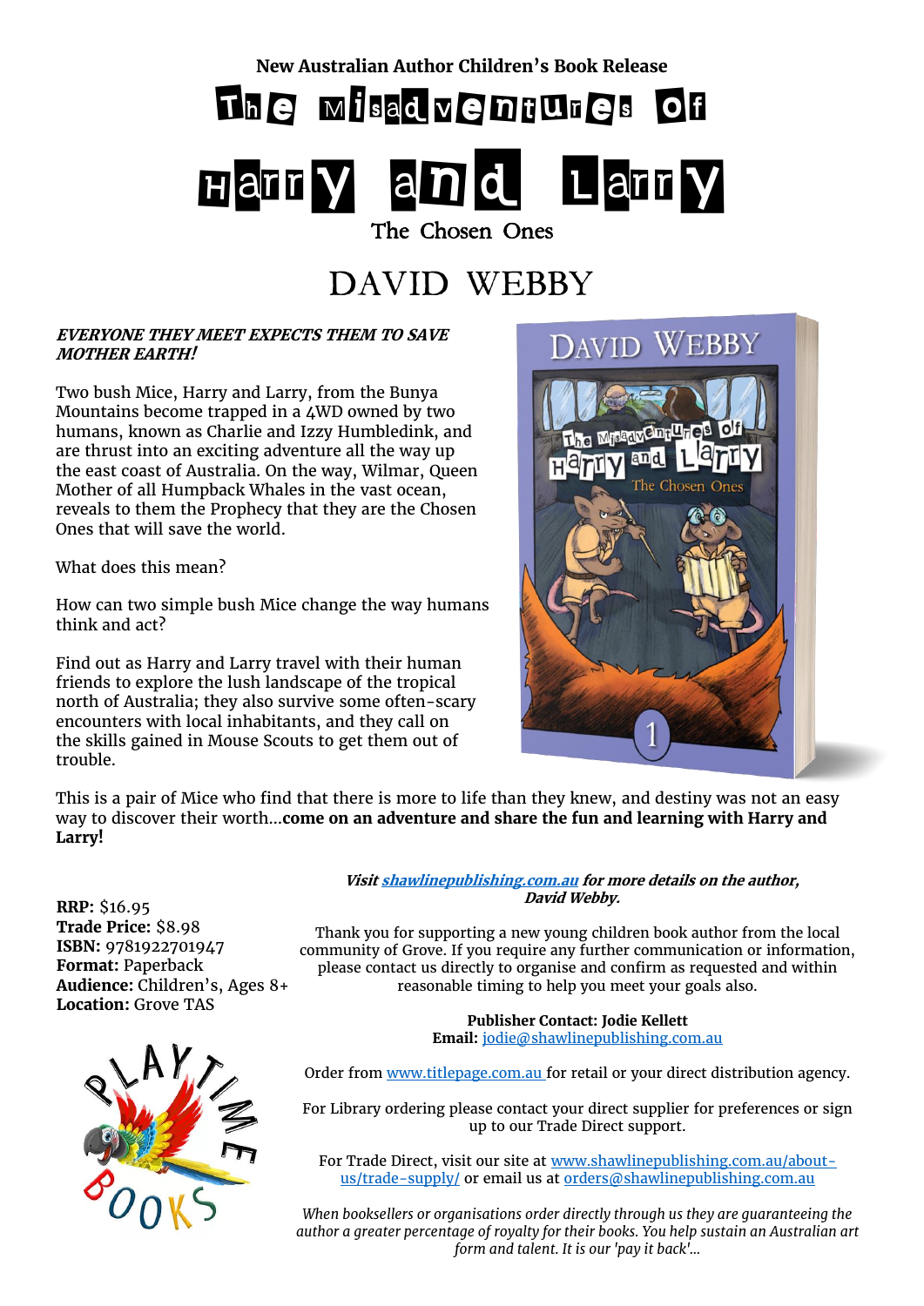**New Australian Author Children's Book Release**

# The Misadventures of Harry and Larry

## The Chosen Ones

## DAVID WEBBY

***EVERYONE THEY MEET EXPECTS THEM TO SAVE MOTHER EARTH!***

Two bush Mice, Harry and Larry, from the Bunya Mountains become trapped in a 4WD owned by two humans, known as Charlie and Izzy Humbledink, and are thrust into an exciting adventure all the way up the east coast of Australia. On the way, Wilmar, Queen Mother of all Humpback Whales in the vast ocean, reveals to them the Prophecy that they are the Chosen Ones that will save the world.

What does this mean?

How can two simple bush Mice change the way humans think and act?

Find out as Harry and Larry travel with their human friends to explore the lush landscape of the tropical north of Australia; they also survive some often-scary encounters with local inhabitants, and they call on the skills gained in Mouse Scouts to get them out of trouble.

This is a pair of Mice who find that there is more to life than they knew, and destiny was not an easy way to discover their worth…**come on an adventure and share the fun and learning with Harry and Larry!**

***Visit shawlinepublishing.com.au for more details on the author, David Webby.***

**RRP:** $16.95
**Trade Price:** $8.98
**ISBN:** 9781922701947
**Format:** Paperback
**Audience:** Children's, Ages 8+
**Location:** Grove TAS

Thank you for supporting a new young children book author from the local community of Grove. If you require any further communication or information, please contact us directly to organise and confirm as requested and within reasonable timing to help you meet your goals also.

**Publisher Contact: Jodie Kellett**
**Email:** jodie@shawlinepublishing.com.au

Order from www.titlepage.com.au for retail or your direct distribution agency.

For Library ordering please contact your direct supplier for preferences or sign up to our Trade Direct support.

For Trade Direct, visit our site at www.shawlinepublishing.com.au/about-us/trade-supply/ or email us at orders@shawlinepublishing.com.au

*When booksellers or organisations order directly through us they are guaranteeing the author a greater percentage of royalty for their books. You help sustain an Australian art form and talent. It is our 'pay it back'…*

PLAYTIME BOOKS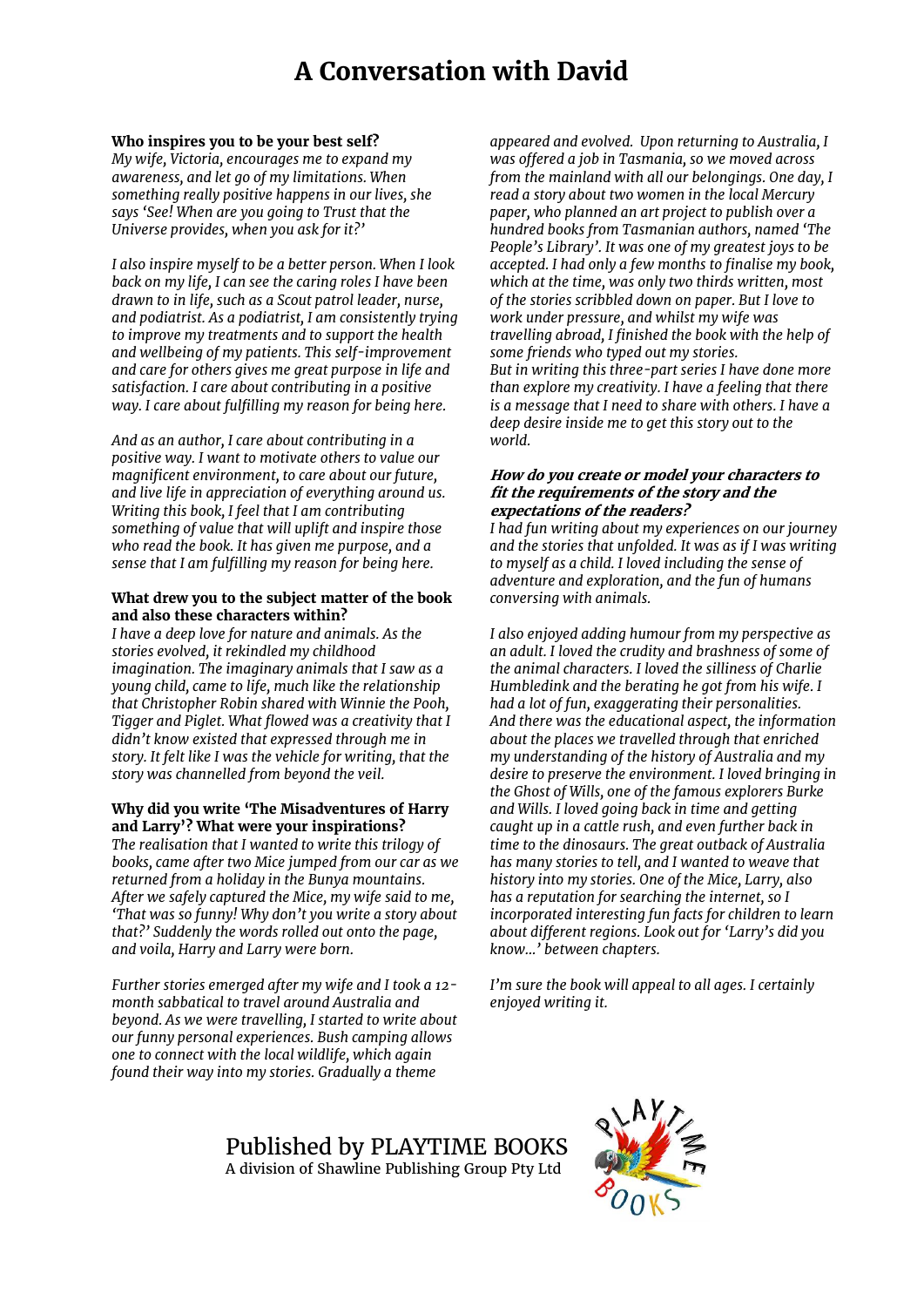# A Conversation with David

**Who inspires you to be your best self?**

*My wife, Victoria, encourages me to expand my awareness, and let go of my limitations. When something really positive happens in our lives, she says 'See! When are you going to Trust that the Universe provides, when you ask for it?'*

*I also inspire myself to be a better person. When I look back on my life, I can see the caring roles I have been drawn to in life, such as a Scout patrol leader, nurse, and podiatrist. As a podiatrist, I am consistently trying to improve my treatments and to support the health and wellbeing of my patients. This self-improvement and care for others gives me great purpose in life and satisfaction. I care about contributing in a positive way. I care about fulfilling my reason for being here.*

*And as an author, I care about contributing in a positive way. I want to motivate others to value our magnificent environment, to care about our future, and live life in appreciation of everything around us. Writing this book, I feel that I am contributing something of value that will uplift and inspire those who read the book. It has given me purpose, and a sense that I am fulfilling my reason for being here.*

**What drew you to the subject matter of the book and also these characters within?**

*I have a deep love for nature and animals. As the stories evolved, it rekindled my childhood imagination. The imaginary animals that I saw as a young child, came to life, much like the relationship that Christopher Robin shared with Winnie the Pooh, Tigger and Piglet. What flowed was a creativity that I didn't know existed that expressed through me in story. It felt like I was the vehicle for writing, that the story was channelled from beyond the veil.*

**Why did you write 'The Misadventures of Harry and Larry'? What were your inspirations?**

*The realisation that I wanted to write this trilogy of books, came after two Mice jumped from our car as we returned from a holiday in the Bunya mountains. After we safely captured the Mice, my wife said to me, 'That was so funny! Why don't you write a story about that?' Suddenly the words rolled out onto the page, and voila, Harry and Larry were born.*

*Further stories emerged after my wife and I took a 12-month sabbatical to travel around Australia and beyond. As we were travelling, I started to write about our funny personal experiences. Bush camping allows one to connect with the local wildlife, which again found their way into my stories. Gradually a theme appeared and evolved. Upon returning to Australia, I was offered a job in Tasmania, so we moved across from the mainland with all our belongings. One day, I read a story about two women in the local Mercury paper, who planned an art project to publish over a hundred books from Tasmanian authors, named 'The People's Library'. It was one of my greatest joys to be accepted. I had only a few months to finalise my book, which at the time, was only two thirds written, most of the stories scribbled down on paper. But I love to work under pressure, and whilst my wife was travelling abroad, I finished the book with the help of some friends who typed out my stories.*
*But in writing this three-part series I have done more than explore my creativity. I have a feeling that there is a message that I need to share with others. I have a deep desire inside me to get this story out to the world.*

***How do you create or model your characters to fit the requirements of the story and the expectations of the readers?***

*I had fun writing about my experiences on our journey and the stories that unfolded. It was as if I was writing to myself as a child. I loved including the sense of adventure and exploration, and the fun of humans conversing with animals.*

*I also enjoyed adding humour from my perspective as an adult. I loved the crudity and brashness of some of the animal characters. I loved the silliness of Charlie Humbledink and the berating he got from his wife. I had a lot of fun, exaggerating their personalities. And there was the educational aspect, the information about the places we travelled through that enriched my understanding of the history of Australia and my desire to preserve the environment. I loved bringing in the Ghost of Wills, one of the famous explorers Burke and Wills. I loved going back in time and getting caught up in a cattle rush, and even further back in time to the dinosaurs. The great outback of Australia has many stories to tell, and I wanted to weave that history into my stories. One of the Mice, Larry, also has a reputation for searching the internet, so I incorporated interesting fun facts for children to learn about different regions. Look out for 'Larry's did you know...' between chapters.*

*I'm sure the book will appeal to all ages. I certainly enjoyed writing it.*

Published by PLAYTIME BOOKS
A division of Shawline Publishing Group Pty Ltd

PLAYTIME BOOKS